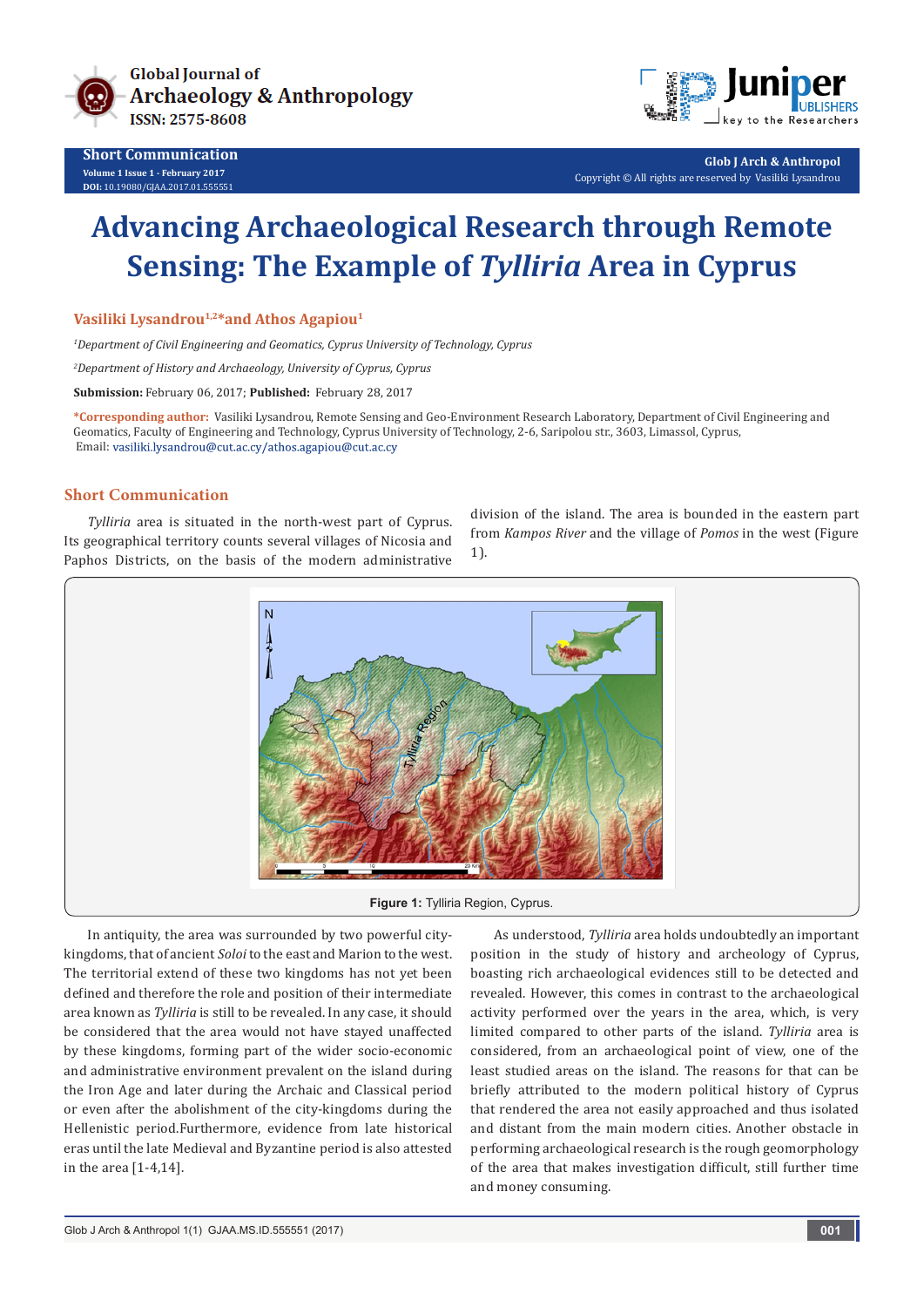Short Communication

# Advancing Archaeological Research through Remote Sensing: The Example of *Tylliria* Area in Cyprus

**Vasiliki Lysandrou[1,2]*and Athos Agapiou[1]**

[1]*Department of Civil Engineering and Geomatics, Cyprus University of Technology, Cyprus*

[2]*Department of History and Archaeology, University of Cyprus, Cyprus*

**Submission:** February 06, 2017; **Published:** February 28, 2017

***Corresponding author:** Vasiliki Lysandrou, Remote Sensing and Geo-Environment Research Laboratory, Department of Civil Engineering and Geomatics, Faculty of Engineering and Technology, Cyprus University of Technology, 2-6, Saripolou str., 3603, Limassol, Cyprus, Email: vasiliki.lysandrou@cut.ac.cy/athos.agapiou@cut.ac.cy

## Short Communication

*Tylliria* area is situated in the north-west part of Cyprus. Its geographical territory counts several villages of Nicosia and Paphos Districts, on the basis of the modern administrative division of the island. The area is bounded in the eastern part from *Kampos River* and the village of *Pomos* in the west (Figure 1).

**Figure 1:** Tylliria Region, Cyprus.

In antiquity, the area was surrounded by two powerful city-kingdoms, that of ancient *Soloi* to the east and Marion to the west. The territorial extend of these two kingdoms has not yet been defined and therefore the role and position of their intermediate area known as *Tylliria* is still to be revealed. In any case, it should be considered that the area would not have stayed unaffected by these kingdoms, forming part of the wider socio-economic and administrative environment prevalent on the island during the Iron Age and later during the Archaic and Classical period or even after the abolishment of the city-kingdoms during the Hellenistic period.Furthermore, evidence from late historical eras until the late Medieval and Byzantine period is also attested in the area [1-4,14].

As understood, *Tylliria* area holds undoubtedly an important position in the study of history and archeology of Cyprus, boasting rich archaeological evidences still to be detected and revealed. However, this comes in contrast to the archaeological activity performed over the years in the area, which, is very limited compared to other parts of the island. *Tylliria* area is considered, from an archaeological point of view, one of the least studied areas on the island. The reasons for that can be briefly attributed to the modern political history of Cyprus that rendered the area not easily approached and thus isolated and distant from the main modern cities. Another obstacle in performing archaeological research is the rough geomorphology of the area that makes investigation difficult, still further time and money consuming.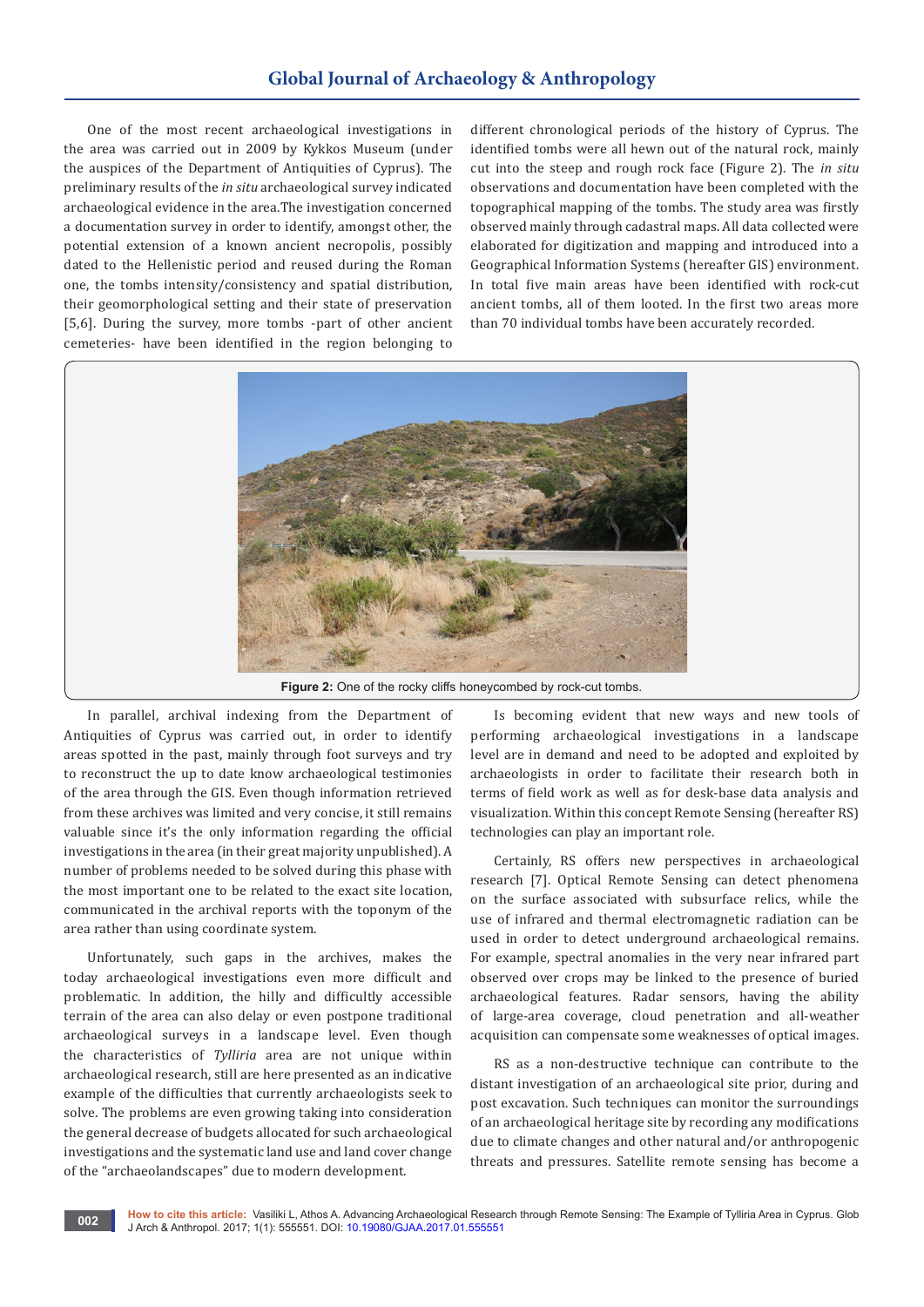One of the most recent archaeological investigations in the area was carried out in 2009 by Kykkos Museum (under the auspices of the Department of Antiquities of Cyprus). The preliminary results of the *in situ* archaeological survey indicated archaeological evidence in the area.The investigation concerned a documentation survey in order to identify, amongst other, the potential extension of a known ancient necropolis, possibly dated to the Hellenistic period and reused during the Roman one, the tombs intensity/consistency and spatial distribution, their geomorphological setting and their state of preservation [5,6]. During the survey, more tombs -part of other ancient cemeteries- have been identified in the region belonging to different chronological periods of the history of Cyprus. The identified tombs were all hewn out of the natural rock, mainly cut into the steep and rough rock face (Figure 2). The *in situ* observations and documentation have been completed with the topographical mapping of the tombs. The study area was firstly observed mainly through cadastral maps. All data collected were elaborated for digitization and mapping and introduced into a Geographical Information Systems (hereafter GIS) environment. In total five main areas have been identified with rock-cut ancient tombs, all of them looted. In the first two areas more than 70 individual tombs have been accurately recorded.

**Figure 2:** One of the rocky cliffs honeycombed by rock-cut tombs.

In parallel, archival indexing from the Department of Antiquities of Cyprus was carried out, in order to identify areas spotted in the past, mainly through foot surveys and try to reconstruct the up to date know archaeological testimonies of the area through the GIS. Even though information retrieved from these archives was limited and very concise, it still remains valuable since it's the only information regarding the official investigations in the area (in their great majority unpublished). A number of problems needed to be solved during this phase with the most important one to be related to the exact site location, communicated in the archival reports with the toponym of the area rather than using coordinate system.

Unfortunately, such gaps in the archives, makes the today archaeological investigations even more difficult and problematic. In addition, the hilly and difficultly accessible terrain of the area can also delay or even postpone traditional archaeological surveys in a landscape level. Even though the characteristics of *Tylliria* area are not unique within archaeological research, still are here presented as an indicative example of the difficulties that currently archaeologists seek to solve. The problems are even growing taking into consideration the general decrease of budgets allocated for such archaeological investigations and the systematic land use and land cover change of the "archaeolandscapes" due to modern development.

Is becoming evident that new ways and new tools of performing archaeological investigations in a landscape level are in demand and need to be adopted and exploited by archaeologists in order to facilitate their research both in terms of field work as well as for desk-base data analysis and visualization. Within this concept Remote Sensing (hereafter RS) technologies can play an important role.

Certainly, RS offers new perspectives in archaeological research [7]. Optical Remote Sensing can detect phenomena on the surface associated with subsurface relics, while the use of infrared and thermal electromagnetic radiation can be used in order to detect underground archaeological remains. For example, spectral anomalies in the very near infrared part observed over crops may be linked to the presence of buried archaeological features. Radar sensors, having the ability of large-area coverage, cloud penetration and all-weather acquisition can compensate some weaknesses of optical images.

RS as a non-destructive technique can contribute to the distant investigation of an archaeological site prior, during and post excavation. Such techniques can monitor the surroundings of an archaeological heritage site by recording any modifications due to climate changes and other natural and/or anthropogenic threats and pressures. Satellite remote sensing has become a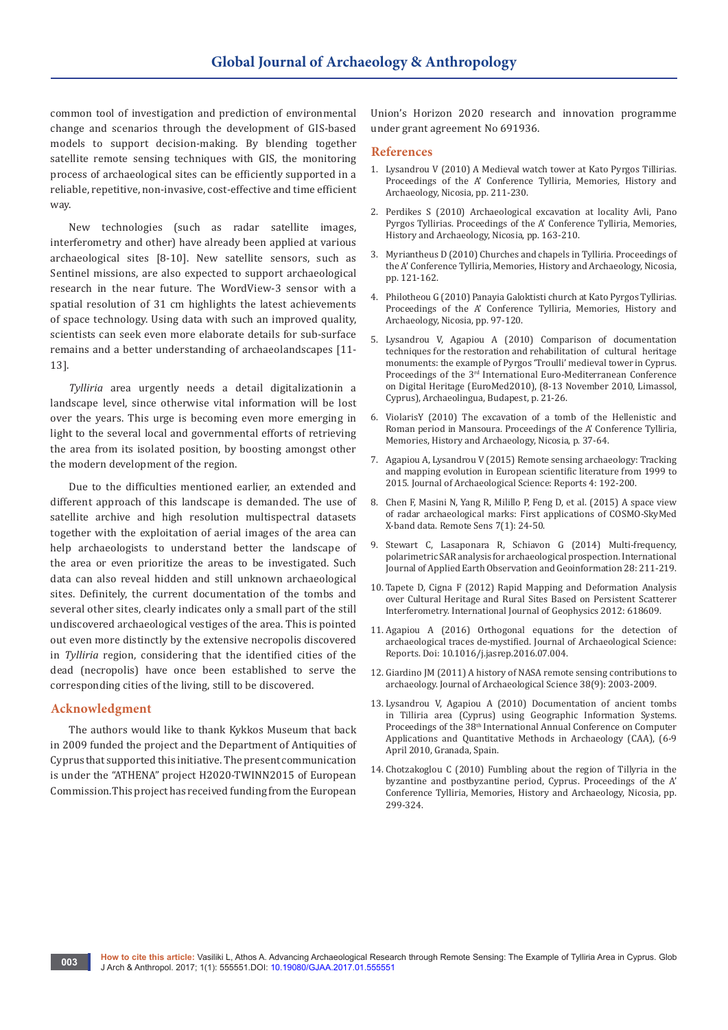common tool of investigation and prediction of environmental change and scenarios through the development of GIS-based models to support decision-making. By blending together satellite remote sensing techniques with GIS, the monitoring process of archaeological sites can be efficiently supported in a reliable, repetitive, non-invasive, cost-effective and time efficient way.

New technologies (such as radar satellite images, interferometry and other) have already been applied at various archaeological sites [8-10]. New satellite sensors, such as Sentinel missions, are also expected to support archaeological research in the near future. The WordView-3 sensor with a spatial resolution of 31 cm highlights the latest achievements of space technology. Using data with such an improved quality, scientists can seek even more elaborate details for sub-surface remains and a better understanding of archaeolandscapes [11-13].

*Tylliria* area urgently needs a detail digitalizationin a landscape level, since otherwise vital information will be lost over the years. This urge is becoming even more emerging in light to the several local and governmental efforts of retrieving the area from its isolated position, by boosting amongst other the modern development of the region.

Due to the difficulties mentioned earlier, an extended and different approach of this landscape is demanded. The use of satellite archive and high resolution multispectral datasets together with the exploitation of aerial images of the area can help archaeologists to understand better the landscape of the area or even prioritize the areas to be investigated. Such data can also reveal hidden and still unknown archaeological sites. Definitely, the current documentation of the tombs and several other sites, clearly indicates only a small part of the still undiscovered archaeological vestiges of the area. This is pointed out even more distinctly by the extensive necropolis discovered in *Tylliria* region, considering that the identified cities of the dead (necropolis) have once been established to serve the corresponding cities of the living, still to be discovered.

## Acknowledgment

The authors would like to thank Kykkos Museum that back in 2009 funded the project and the Department of Antiquities of Cyprus that supported this initiative. The present communication is under the "ATHENA" project H2020-TWINN2015 of European Commission.This project has received funding from the European Union's Horizon 2020 research and innovation programme under grant agreement No 691936.

## References

1. Lysandrou V (2010) A Medieval watch tower at Kato Pyrgos Tillirias. Proceedings of the A' Conference Tylliria, Memories, History and Archaeology, Nicosia, pp. 211-230.
2. Perdikes S (2010) Archaeological excavation at locality Avli, Pano Pyrgos Tyllirias. Proceedings of the A' Conference Tylliria, Memories, History and Archaeology, Nicosia, pp. 163-210.
3. Myriantheus D (2010) Churches and chapels in Tylliria. Proceedings of the A' Conference Tylliria, Memories, History and Archaeology, Nicosia, pp. 121-162.
4. Philotheou G (2010) Panayia Galoktisti church at Kato Pyrgos Tyllirias. Proceedings of the A' Conference Tylliria, Memories, History and Archaeology, Nicosia, pp. 97-120.
5. Lysandrou V, Agapiou A (2010) Comparison of documentation techniques for the restoration and rehabilitation of cultural heritage monuments: the example of Pyrgos 'Troulli' medieval tower in Cyprus. Proceedings of the 3rd International Euro-Mediterranean Conference on Digital Heritage (EuroMed2010), (8-13 November 2010, Limassol, Cyprus), Archaeolingua, Budapest, p. 21-26.
6. ViolarisY (2010) The excavation of a tomb of the Hellenistic and Roman period in Mansoura. Proceedings of the A' Conference Tylliria, Memories, History and Archaeology, Nicosia, p. 37-64.
7. Agapiou A, Lysandrou V (2015) Remote sensing archaeology: Tracking and mapping evolution in European scientific literature from 1999 to 2015. Journal of Archaeological Science: Reports 4: 192-200.
8. Chen F, Masini N, Yang R, Milillo P, Feng D, et al. (2015) A space view of radar archaeological marks: First applications of COSMO-SkyMed X-band data. Remote Sens 7(1): 24-50.
9. Stewart C, Lasaponara R, Schiavon G (2014) Multi-frequency, polarimetric SAR analysis for archaeological prospection. International Journal of Applied Earth Observation and Geoinformation 28: 211-219.
10. Tapete D, Cigna F (2012) Rapid Mapping and Deformation Analysis over Cultural Heritage and Rural Sites Based on Persistent Scatterer Interferometry. International Journal of Geophysics 2012: 618609.
11. Agapiou A (2016) Orthogonal equations for the detection of archaeological traces de-mystified. Journal of Archaeological Science: Reports. Doi: 10.1016/j.jasrep.2016.07.004.
12. Giardino JM (2011) A history of NASA remote sensing contributions to archaeology. Journal of Archaeological Science 38(9): 2003-2009.
13. Lysandrou V, Agapiou A (2010) Documentation of ancient tombs in Tilliria area (Cyprus) using Geographic Information Systems. Proceedings of the 38th International Annual Conference on Computer Applications and Quantitative Methods in Archaeology (CAA), (6-9 April 2010, Granada, Spain.
14. Chotzakoglou C (2010) Fumbling about the region of Tillyria in the byzantine and postbyzantine period, Cyprus. Proceedings of the A' Conference Tylliria, Memories, History and Archaeology, Nicosia, pp. 299-324.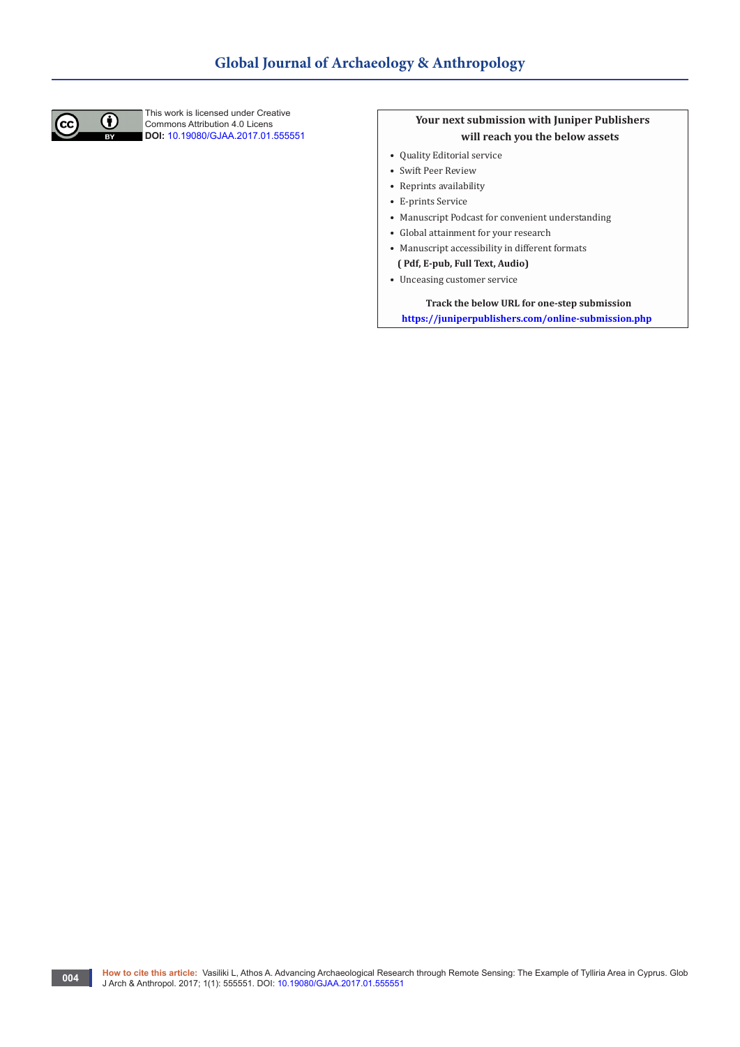This work is licensed under Creative Commons Attribution 4.0 Licens
**DOI:** 10.19080/GJAA.2017.01.555551

**Your next submission with Juniper Publishers will reach you the below assets**

- Quality Editorial service
- Swift Peer Review
- Reprints availability
- E-prints Service
- Manuscript Podcast for convenient understanding
- Global attainment for your research
- Manuscript accessibility in different formats

**( Pdf, E-pub, Full Text, Audio)**

- Unceasing customer service

**Track the below URL for one-step submission**
**https://juniperpublishers.com/online-submission.php**

**How to cite this article:** Vasiliki L, Athos A. Advancing Archaeological Research through Remote Sensing: The Example of Tylliria Area in Cyprus. Glob J Arch & Anthropol. 2017; 1(1): 555551. DOI: 10.19080/GJAA.2017.01.555551